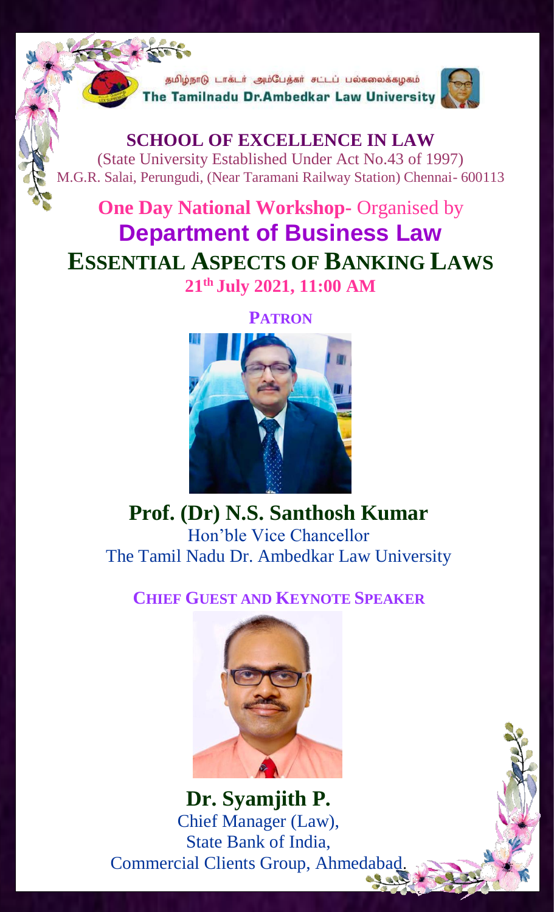தமிழ்நாடு டாக்டர் அம்பேத்கர் சட்டப் பல்கலைக்கழகம்

The Tamilnadu Dr.Ambedkar Law University

# SCHOOL OF EXCELLENCE IN LAW

(State University Established Under Act No.43 of 1997)

M.G.R. Salai, Perungudi, (Near Taramani Railway Station) Chennai- 600113

## One Day National Workshop- Organised by

## Department of Business Law

# ESSENTIAL ASPECTS OF BANKING LAWS

**21th July 2021, 11:00 AM**

### PATRON

**Prof. (Dr) N.S. Santhosh Kumar**

Hon'ble Vice Chancellor

The Tamil Nadu Dr. Ambedkar Law University

### CHIEF GUEST AND KEYNOTE SPEAKER

**Dr. Syamjith P.**

Chief Manager (Law),

State Bank of India,

Commercial Clients Group, Ahmedabad.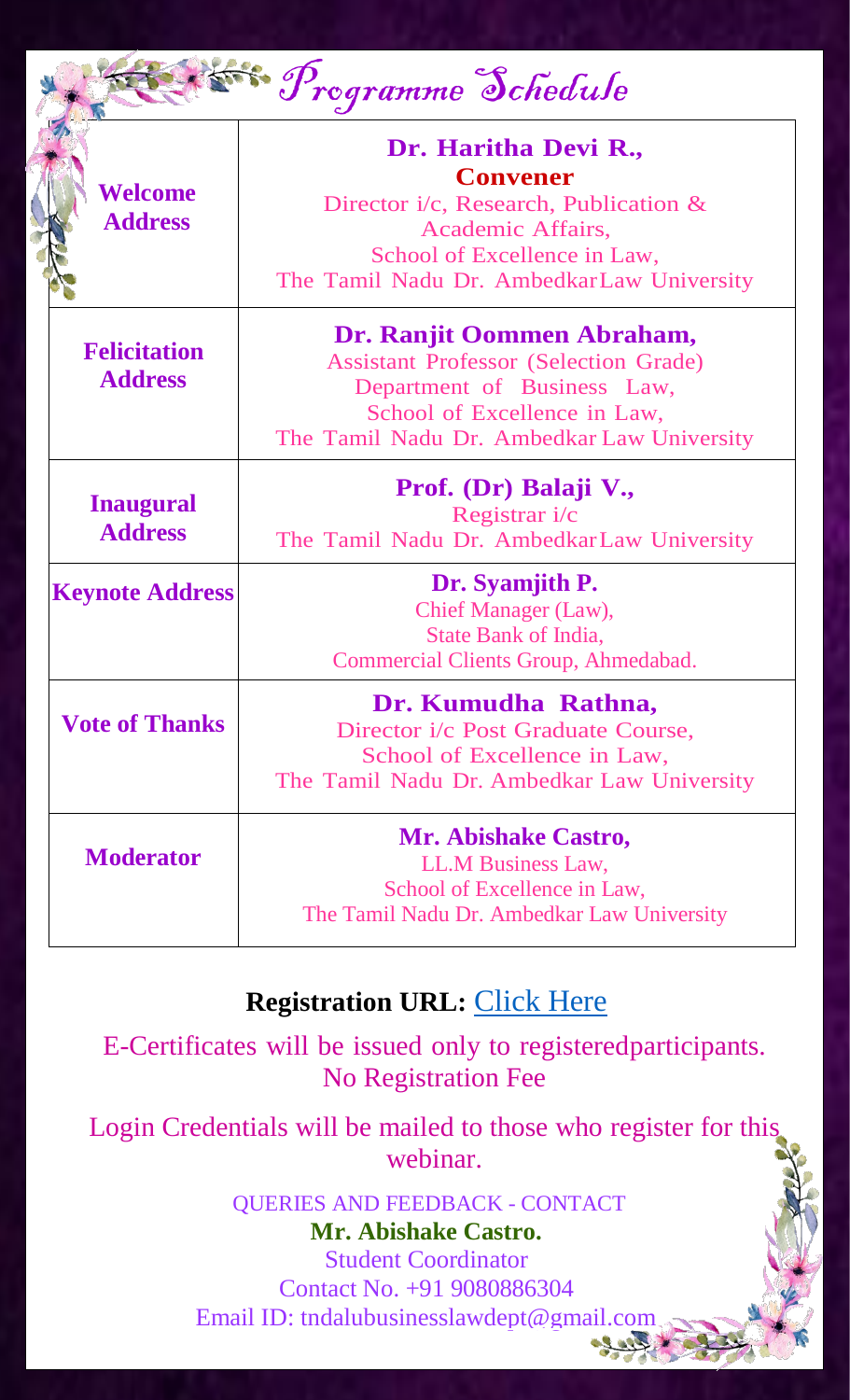# Programme Schedule

| | |
|---|---|
| **Welcome Address** | **Dr. Haritha Devi R.,**<br>**Convener**<br>Director i/c, Research, Publication & Academic Affairs,<br>School of Excellence in Law,<br>The Tamil Nadu Dr. AmbedkarLaw University |
| **Felicitation Address** | **Dr. Ranjit Oommen Abraham,**<br>Assistant Professor (Selection Grade)<br>Department of Business Law,<br>School of Excellence in Law,<br>The Tamil Nadu Dr. Ambedkar Law University |
| **Inaugural Address** | **Prof. (Dr) Balaji V.,**<br>Registrar i/c<br>The Tamil Nadu Dr. AmbedkarLaw University |
| **Keynote Address** | **Dr. Syamjith P.**<br>Chief Manager (Law),<br>State Bank of India,<br>Commercial Clients Group, Ahmedabad. |
| **Vote of Thanks** | **Dr. Kumudha Rathna,**<br>Director i/c Post Graduate Course,<br>School of Excellence in Law,<br>The Tamil Nadu Dr. Ambedkar Law University |
| **Moderator** | **Mr. Abishake Castro,**<br>LL.M Business Law,<br>School of Excellence in Law,<br>The Tamil Nadu Dr. Ambedkar Law University |

**Registration URL:** Click Here

E-Certificates will be issued only to registeredparticipants.
No Registration Fee

Login Credentials will be mailed to those who register for this webinar.

QUERIES AND FEEDBACK - CONTACT
**Mr. Abishake Castro.**
Student Coordinator
Contact No. +91 9080886304
Email ID: tndalubusinesslawdept@gmail.com